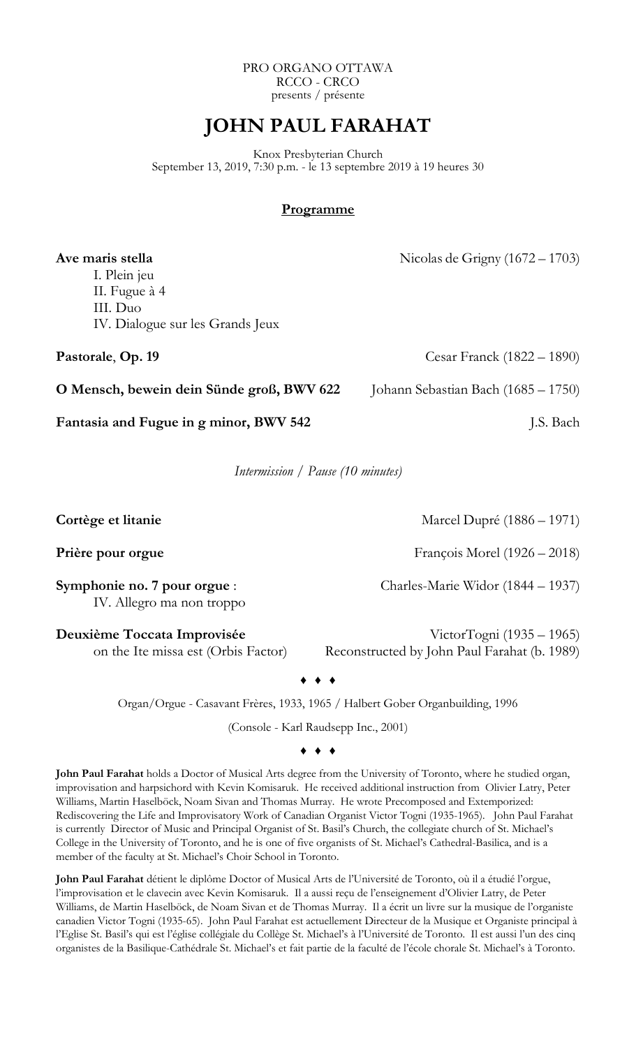PRO ORGANO OTTAWA
RCCO - CRCO
presents / présente

# JOHN PAUL FARAHAT

Knox Presbyterian Church
September 13, 2019, 7:30 p.m. - le 13 septembre 2019 à 19 heures 30

## Programme

**Ave maris stella** — Nicolas de Grigny (1672 – 1703)
I. Plein jeu
II. Fugue à 4
III. Duo
IV. Dialogue sur les Grands Jeux

**Pastorale**, **Op. 19** — Cesar Franck (1822 – 1890)

**O Mensch, bewein dein Sünde groß, BWV 622** — Johann Sebastian Bach (1685 – 1750)

**Fantasia and Fugue in g minor, BWV 542** — J.S. Bach

*Intermission / Pause (10 minutes)*

**Cortège et litanie** — Marcel Dupré (1886 – 1971)

**Prière pour orgue** — François Morel (1926 – 2018)

**Symphonie no. 7 pour orgue** : — Charles-Marie Widor (1844 – 1937)
IV. Allegro ma non troppo

**Deuxième Toccata Improvisée** — VictorTogni (1935 – 1965)
on the Ite missa est (Orbis Factor) — Reconstructed by John Paul Farahat (b. 1989)

♦ ♦ ♦

Organ/Orgue - Casavant Frères, 1933, 1965 / Halbert Gober Organbuilding, 1996

(Console - Karl Raudsepp Inc., 2001)

♦ ♦ ♦

**John Paul Farahat** holds a Doctor of Musical Arts degree from the University of Toronto, where he studied organ, improvisation and harpsichord with Kevin Komisaruk. He received additional instruction from Olivier Latry, Peter Williams, Martin Haselböck, Noam Sivan and Thomas Murray. He wrote Precomposed and Extemporized: Rediscovering the Life and Improvisatory Work of Canadian Organist Victor Togni (1935-1965). John Paul Farahat is currently Director of Music and Principal Organist of St. Basil's Church, the collegiate church of St. Michael's College in the University of Toronto, and he is one of five organists of St. Michael's Cathedral-Basilica, and is a member of the faculty at St. Michael's Choir School in Toronto.

**John Paul Farahat** détient le diplôme Doctor of Musical Arts de l'Université de Toronto, où il a étudié l'orgue, l'improvisation et le clavecin avec Kevin Komisaruk. Il a aussi reçu de l'enseignement d'Olivier Latry, de Peter Williams, de Martin Haselböck, de Noam Sivan et de Thomas Murray. Il a écrit un livre sur la musique de l'organiste canadien Victor Togni (1935-65). John Paul Farahat est actuellement Directeur de la Musique et Organiste principal à l'Eglise St. Basil's qui est l'église collégiale du Collège St. Michael's à l'Université de Toronto. Il est aussi l'un des cinq organistes de la Basilique-Cathédrale St. Michael's et fait partie de la faculté de l'école chorale St. Michael's à Toronto.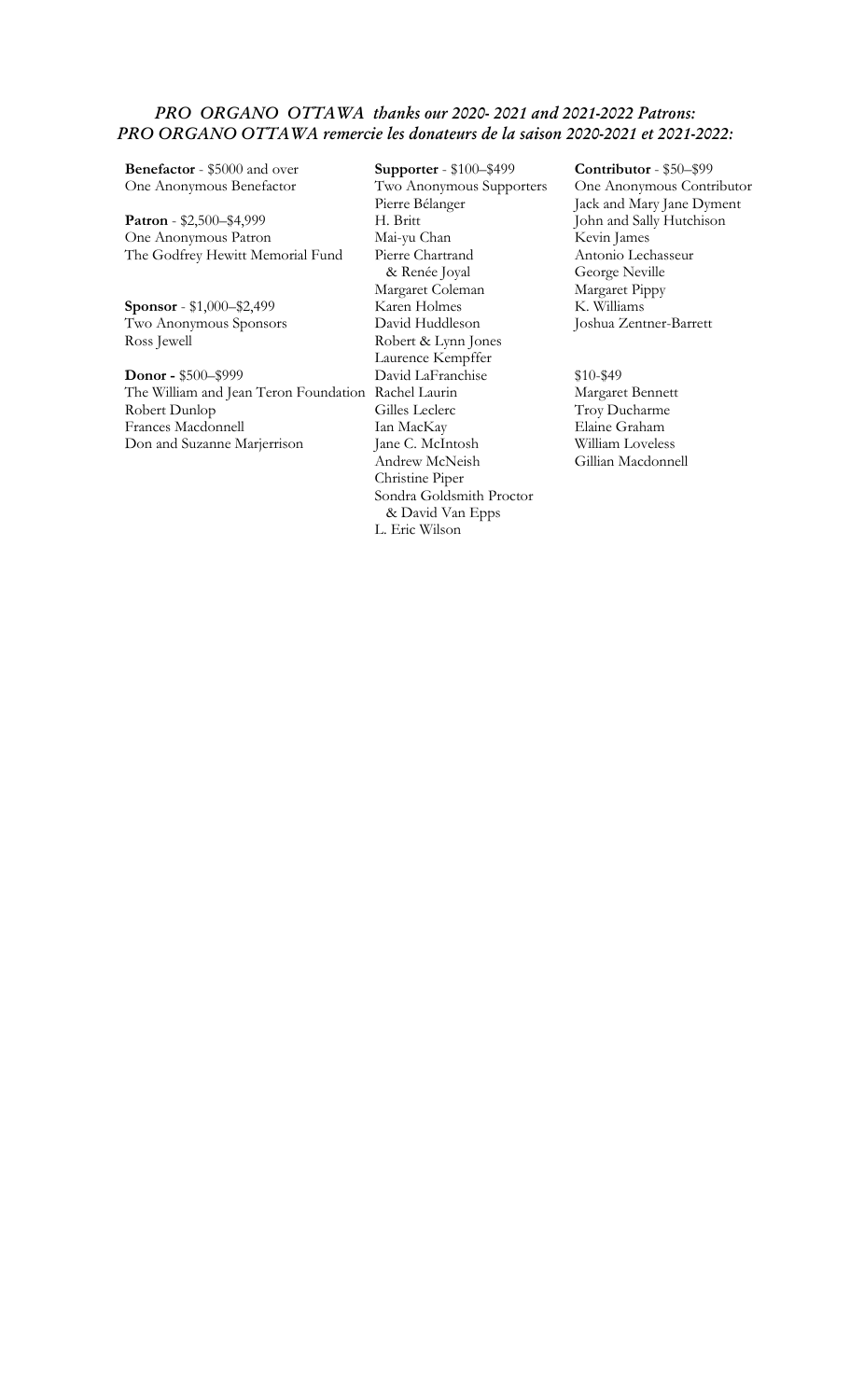*PRO ORGANO OTTAWA thanks our 2020- 2021 and 2021-2022 Patrons:*
*PRO ORGANO OTTAWA remercie les donateurs de la saison 2020-2021 et 2021-2022:*

**Benefactor** - $5000 and over
One Anonymous Benefactor

**Patron** - $2,500–$4,999
One Anonymous Patron
The Godfrey Hewitt Memorial Fund

**Sponsor** - $1,000–$2,499
Two Anonymous Sponsors
Ross Jewell

**Donor -** $500–$999
The William and Jean Teron Foundation
Robert Dunlop
Frances Macdonnell
Don and Suzanne Marjerrison

**Supporter** - $100–$499
Two Anonymous Supporters
Pierre Bélanger
H. Britt
Mai-yu Chan
Pierre Chartrand & Renée Joyal
Margaret Coleman
Karen Holmes
David Huddleson
Robert & Lynn Jones
Laurence Kempffer
David LaFranchise
Rachel Laurin
Gilles Leclerc
Ian MacKay
Jane C. McIntosh
Andrew McNeish
Christine Piper
Sondra Goldsmith Proctor & David Van Epps
L. Eric Wilson

**Contributor** - $50–$99
One Anonymous Contributor
Jack and Mary Jane Dyment
John and Sally Hutchison
Kevin James
Antonio Lechasseur
George Neville
Margaret Pippy
K. Williams
Joshua Zentner-Barrett

$10-$49
Margaret Bennett
Troy Ducharme
Elaine Graham
William Loveless
Gillian Macdonnell